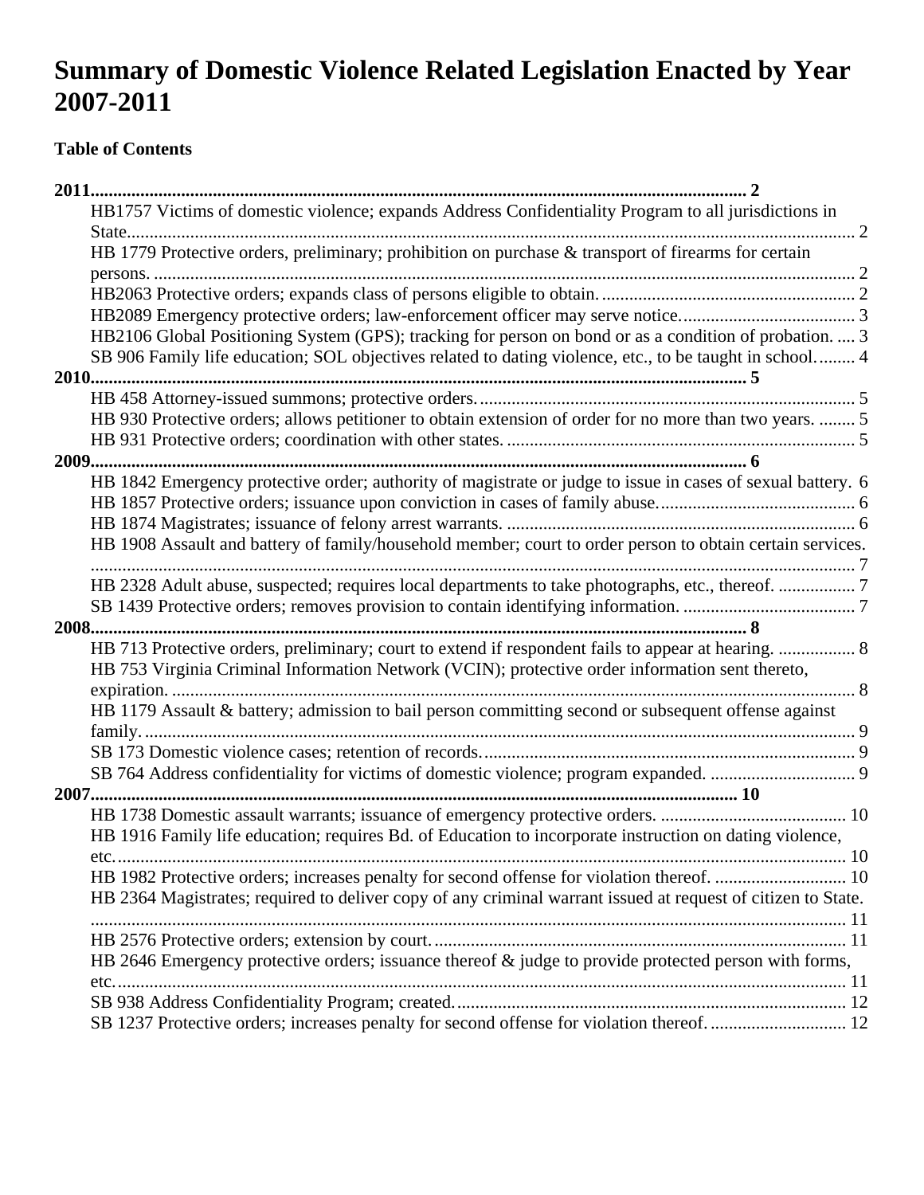# Summary of Domestic Violence Related Legislation Enacted by Year 2007-2011

**Table of Contents**

**2011** ........ 2
- HB1757 Victims of domestic violence; expands Address Confidentiality Program to all jurisdictions in State ........ 2
- HB 1779 Protective orders, preliminary; prohibition on purchase & transport of firearms for certain persons. ........ 2
- HB2063 Protective orders; expands class of persons eligible to obtain. ........ 2
- HB2089 Emergency protective orders; law-enforcement officer may serve notice. ........ 3
- HB2106 Global Positioning System (GPS); tracking for person on bond or as a condition of probation. ........ 3
- SB 906 Family life education; SOL objectives related to dating violence, etc., to be taught in school. ........ 4

**2010** ........ 5
- HB 458 Attorney-issued summons; protective orders. ........ 5
- HB 930 Protective orders; allows petitioner to obtain extension of order for no more than two years. ........ 5
- HB 931 Protective orders; coordination with other states. ........ 5

**2009** ........ 6
- HB 1842 Emergency protective order; authority of magistrate or judge to issue in cases of sexual battery. ........ 6
- HB 1857 Protective orders; issuance upon conviction in cases of family abuse. ........ 6
- HB 1874 Magistrates; issuance of felony arrest warrants. ........ 6
- HB 1908 Assault and battery of family/household member; court to order person to obtain certain services. ........ 7
- HB 2328 Adult abuse, suspected; requires local departments to take photographs, etc., thereof. ........ 7
- SB 1439 Protective orders; removes provision to contain identifying information. ........ 7

**2008** ........ 8
- HB 713 Protective orders, preliminary; court to extend if respondent fails to appear at hearing. ........ 8
- HB 753 Virginia Criminal Information Network (VCIN); protective order information sent thereto, expiration. ........ 8
- HB 1179 Assault & battery; admission to bail person committing second or subsequent offense against family. ........ 9
- SB 173 Domestic violence cases; retention of records. ........ 9
- SB 764 Address confidentiality for victims of domestic violence; program expanded. ........ 9

**2007** ........ 10
- HB 1738 Domestic assault warrants; issuance of emergency protective orders. ........ 10
- HB 1916 Family life education; requires Bd. of Education to incorporate instruction on dating violence, etc. ........ 10
- HB 1982 Protective orders; increases penalty for second offense for violation thereof. ........ 10
- HB 2364 Magistrates; required to deliver copy of any criminal warrant issued at request of citizen to State. ........ 11
- HB 2576 Protective orders; extension by court. ........ 11
- HB 2646 Emergency protective orders; issuance thereof & judge to provide protected person with forms, etc. ........ 11
- SB 938 Address Confidentiality Program; created. ........ 12
- SB 1237 Protective orders; increases penalty for second offense for violation thereof. ........ 12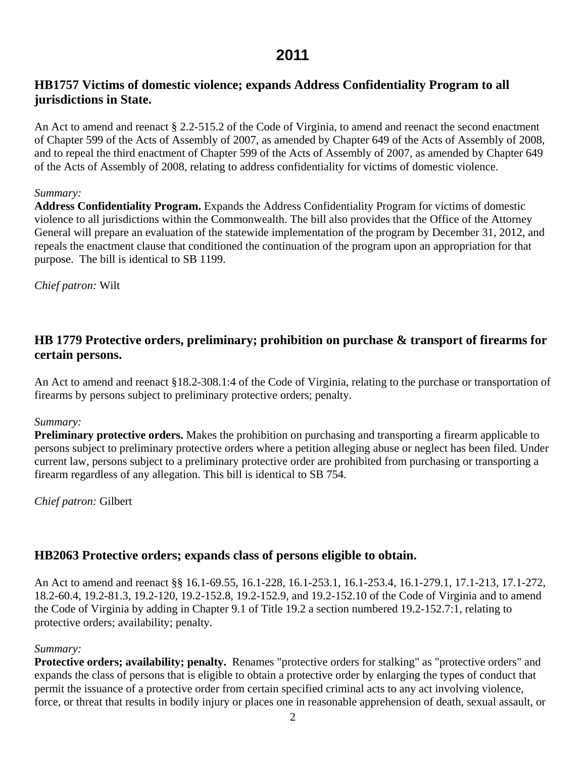# 2011

## HB1757 Victims of domestic violence; expands Address Confidentiality Program to all jurisdictions in State.

An Act to amend and reenact § 2.2-515.2 of the Code of Virginia, to amend and reenact the second enactment of Chapter 599 of the Acts of Assembly of 2007, as amended by Chapter 649 of the Acts of Assembly of 2008, and to repeal the third enactment of Chapter 599 of the Acts of Assembly of 2007, as amended by Chapter 649 of the Acts of Assembly of 2008, relating to address confidentiality for victims of domestic violence.

*Summary:*
**Address Confidentiality Program.** Expands the Address Confidentiality Program for victims of domestic violence to all jurisdictions within the Commonwealth. The bill also provides that the Office of the Attorney General will prepare an evaluation of the statewide implementation of the program by December 31, 2012, and repeals the enactment clause that conditioned the continuation of the program upon an appropriation for that purpose. The bill is identical to SB 1199.

*Chief patron:* Wilt

## HB 1779 Protective orders, preliminary; prohibition on purchase & transport of firearms for certain persons.

An Act to amend and reenact §18.2-308.1:4 of the Code of Virginia, relating to the purchase or transportation of firearms by persons subject to preliminary protective orders; penalty.

*Summary:*
**Preliminary protective orders.** Makes the prohibition on purchasing and transporting a firearm applicable to persons subject to preliminary protective orders where a petition alleging abuse or neglect has been filed. Under current law, persons subject to a preliminary protective order are prohibited from purchasing or transporting a firearm regardless of any allegation. This bill is identical to SB 754.

*Chief patron:* Gilbert

## HB2063 Protective orders; expands class of persons eligible to obtain.

An Act to amend and reenact §§ 16.1-69.55, 16.1-228, 16.1-253.1, 16.1-253.4, 16.1-279.1, 17.1-213, 17.1-272, 18.2-60.4, 19.2-81.3, 19.2-120, 19.2-152.8, 19.2-152.9, and 19.2-152.10 of the Code of Virginia and to amend the Code of Virginia by adding in Chapter 9.1 of Title 19.2 a section numbered 19.2-152.7:1, relating to protective orders; availability; penalty.

*Summary:*
**Protective orders; availability; penalty.** Renames "protective orders for stalking" as "protective orders" and expands the class of persons that is eligible to obtain a protective order by enlarging the types of conduct that permit the issuance of a protective order from certain specified criminal acts to any act involving violence, force, or threat that results in bodily injury or places one in reasonable apprehension of death, sexual assault, or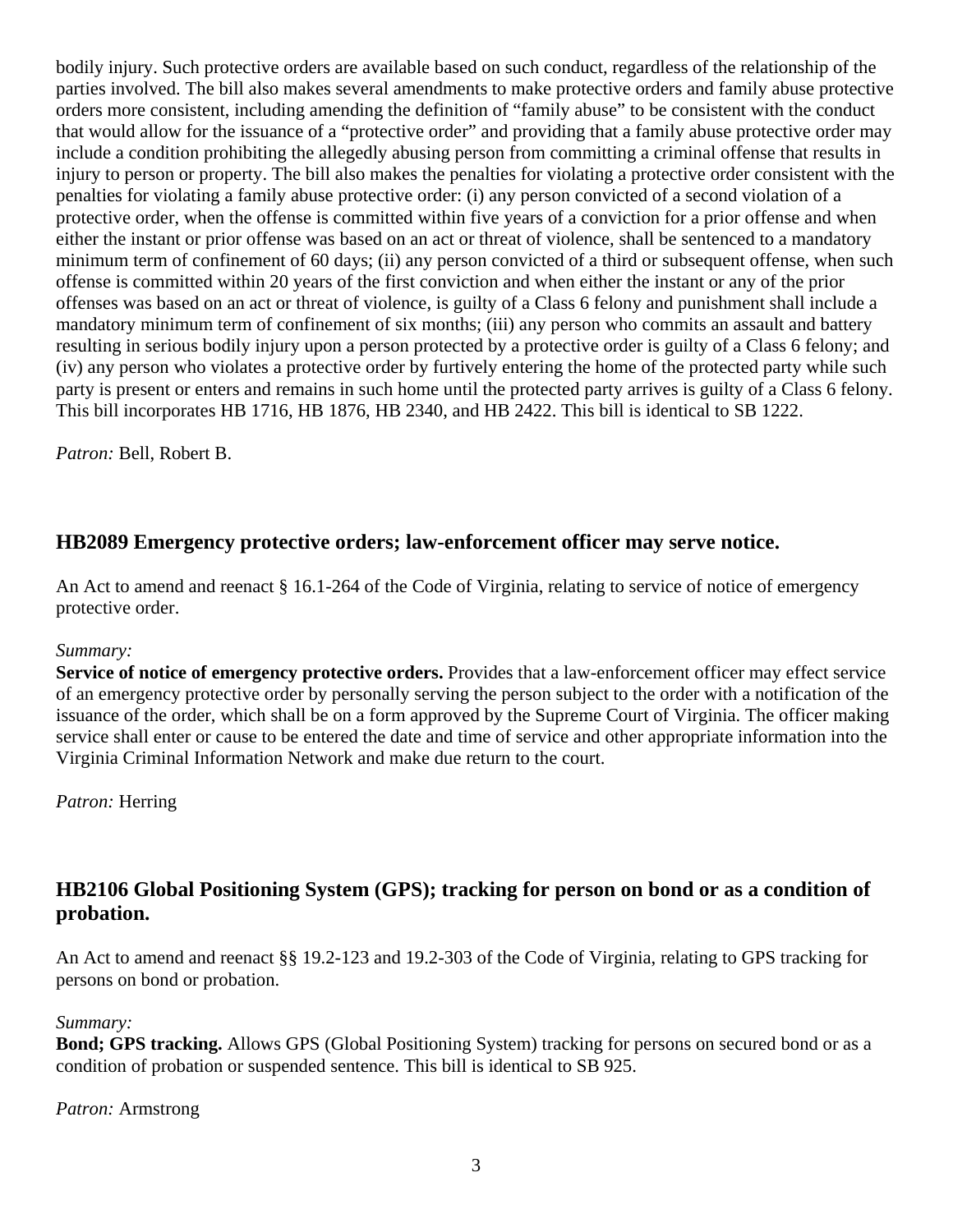bodily injury. Such protective orders are available based on such conduct, regardless of the relationship of the parties involved. The bill also makes several amendments to make protective orders and family abuse protective orders more consistent, including amending the definition of "family abuse" to be consistent with the conduct that would allow for the issuance of a "protective order" and providing that a family abuse protective order may include a condition prohibiting the allegedly abusing person from committing a criminal offense that results in injury to person or property. The bill also makes the penalties for violating a protective order consistent with the penalties for violating a family abuse protective order: (i) any person convicted of a second violation of a protective order, when the offense is committed within five years of a conviction for a prior offense and when either the instant or prior offense was based on an act or threat of violence, shall be sentenced to a mandatory minimum term of confinement of 60 days; (ii) any person convicted of a third or subsequent offense, when such offense is committed within 20 years of the first conviction and when either the instant or any of the prior offenses was based on an act or threat of violence, is guilty of a Class 6 felony and punishment shall include a mandatory minimum term of confinement of six months; (iii) any person who commits an assault and battery resulting in serious bodily injury upon a person protected by a protective order is guilty of a Class 6 felony; and (iv) any person who violates a protective order by furtively entering the home of the protected party while such party is present or enters and remains in such home until the protected party arrives is guilty of a Class 6 felony. This bill incorporates HB 1716, HB 1876, HB 2340, and HB 2422. This bill is identical to SB 1222.

*Patron:* Bell, Robert B.

## HB2089 Emergency protective orders; law-enforcement officer may serve notice.

An Act to amend and reenact § 16.1-264 of the Code of Virginia, relating to service of notice of emergency protective order.

*Summary:*
**Service of notice of emergency protective orders.** Provides that a law-enforcement officer may effect service of an emergency protective order by personally serving the person subject to the order with a notification of the issuance of the order, which shall be on a form approved by the Supreme Court of Virginia. The officer making service shall enter or cause to be entered the date and time of service and other appropriate information into the Virginia Criminal Information Network and make due return to the court.

*Patron:* Herring

## HB2106 Global Positioning System (GPS); tracking for person on bond or as a condition of probation.

An Act to amend and reenact §§ 19.2-123 and 19.2-303 of the Code of Virginia, relating to GPS tracking for persons on bond or probation.

*Summary:*
**Bond; GPS tracking.** Allows GPS (Global Positioning System) tracking for persons on secured bond or as a condition of probation or suspended sentence. This bill is identical to SB 925.

*Patron:* Armstrong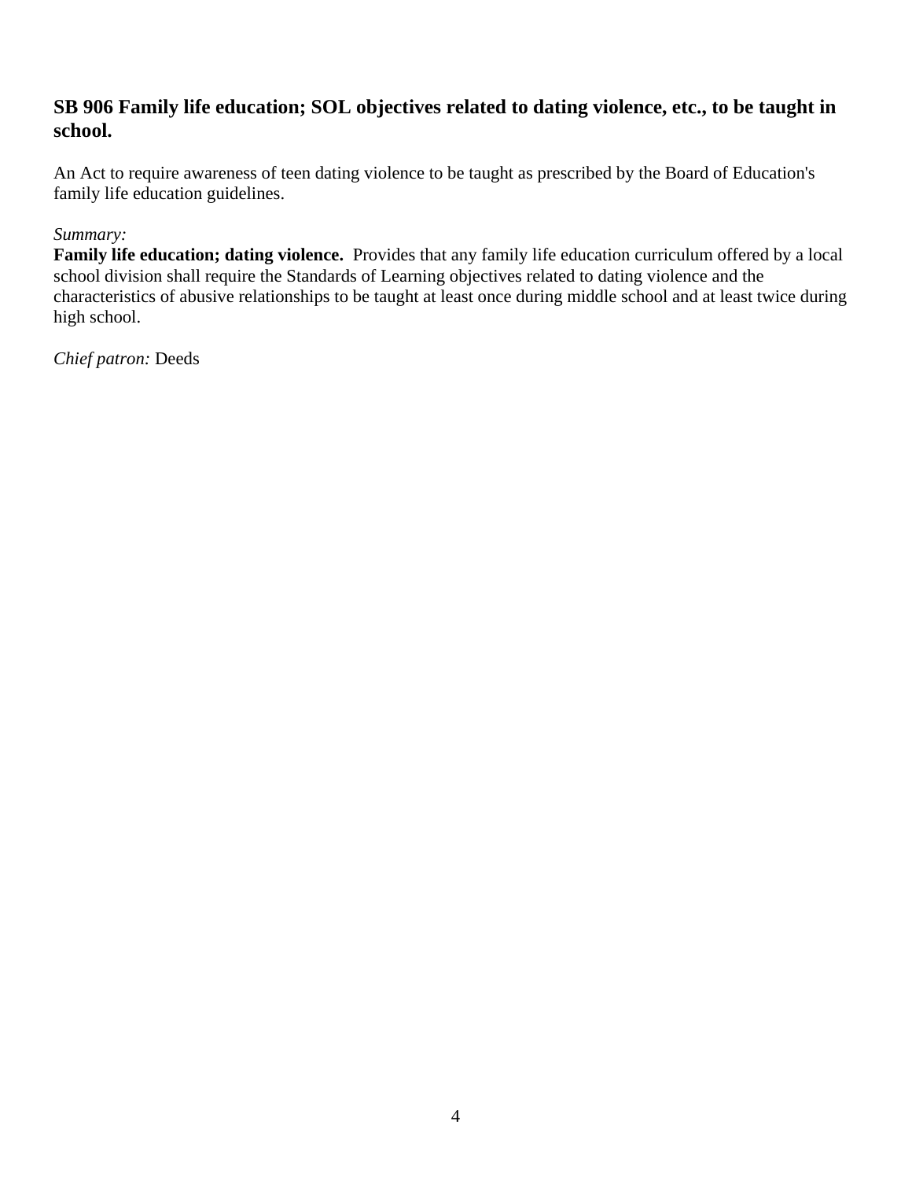## SB 906 Family life education; SOL objectives related to dating violence, etc., to be taught in school.

An Act to require awareness of teen dating violence to be taught as prescribed by the Board of Education's family life education guidelines.

*Summary:*
**Family life education; dating violence.** Provides that any family life education curriculum offered by a local school division shall require the Standards of Learning objectives related to dating violence and the characteristics of abusive relationships to be taught at least once during middle school and at least twice during high school.

*Chief patron:* Deeds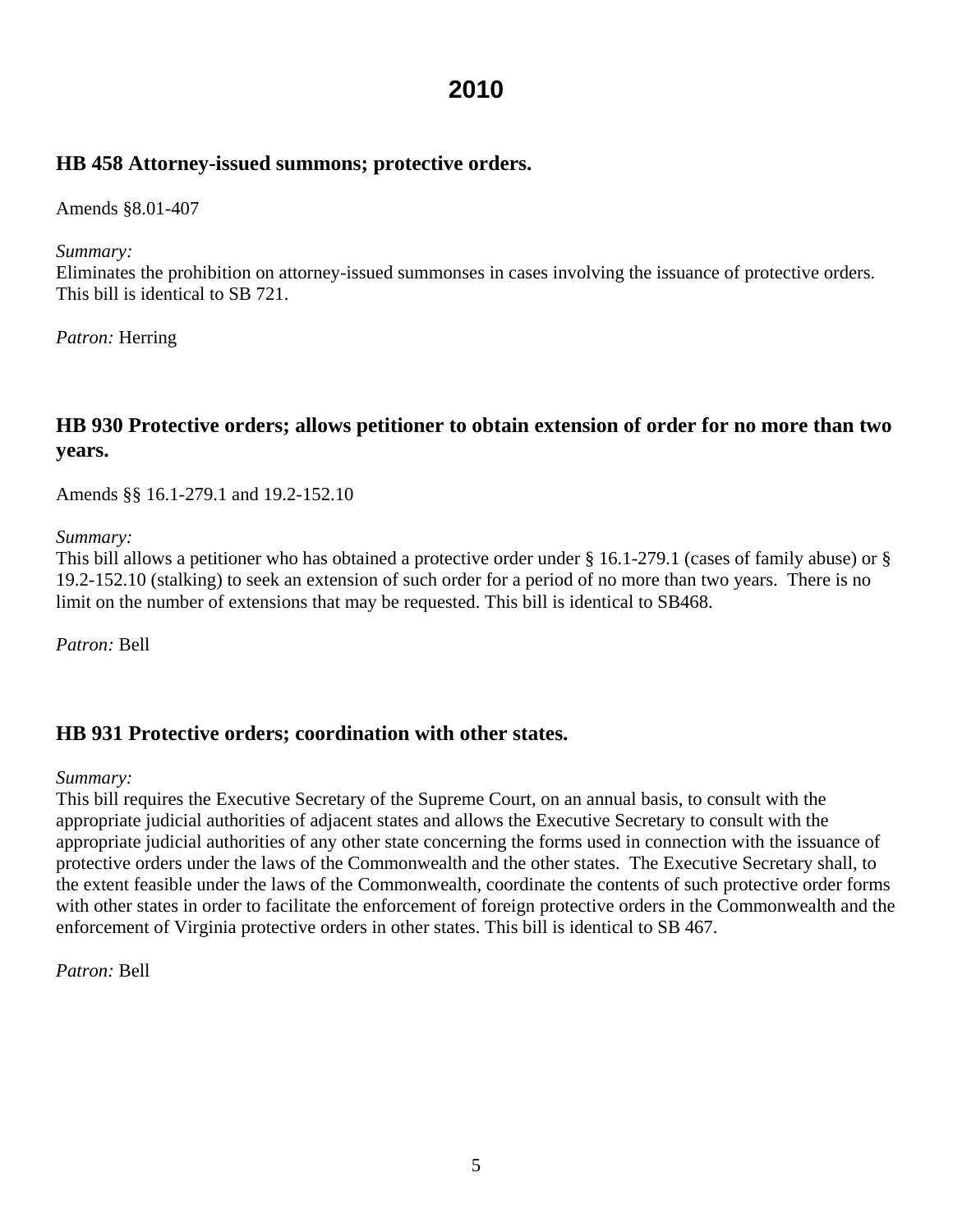# 2010

## HB 458 Attorney-issued summons; protective orders.

Amends §8.01-407

*Summary:*
Eliminates the prohibition on attorney-issued summonses in cases involving the issuance of protective orders. This bill is identical to SB 721.

*Patron:* Herring

## HB 930 Protective orders; allows petitioner to obtain extension of order for no more than two years.

Amends §§ 16.1-279.1 and 19.2-152.10

*Summary:*
This bill allows a petitioner who has obtained a protective order under § 16.1-279.1 (cases of family abuse) or § 19.2-152.10 (stalking) to seek an extension of such order for a period of no more than two years. There is no limit on the number of extensions that may be requested. This bill is identical to SB468.

*Patron:* Bell

## HB 931 Protective orders; coordination with other states.

*Summary:*
This bill requires the Executive Secretary of the Supreme Court, on an annual basis, to consult with the appropriate judicial authorities of adjacent states and allows the Executive Secretary to consult with the appropriate judicial authorities of any other state concerning the forms used in connection with the issuance of protective orders under the laws of the Commonwealth and the other states. The Executive Secretary shall, to the extent feasible under the laws of the Commonwealth, coordinate the contents of such protective order forms with other states in order to facilitate the enforcement of foreign protective orders in the Commonwealth and the enforcement of Virginia protective orders in other states. This bill is identical to SB 467.

*Patron:* Bell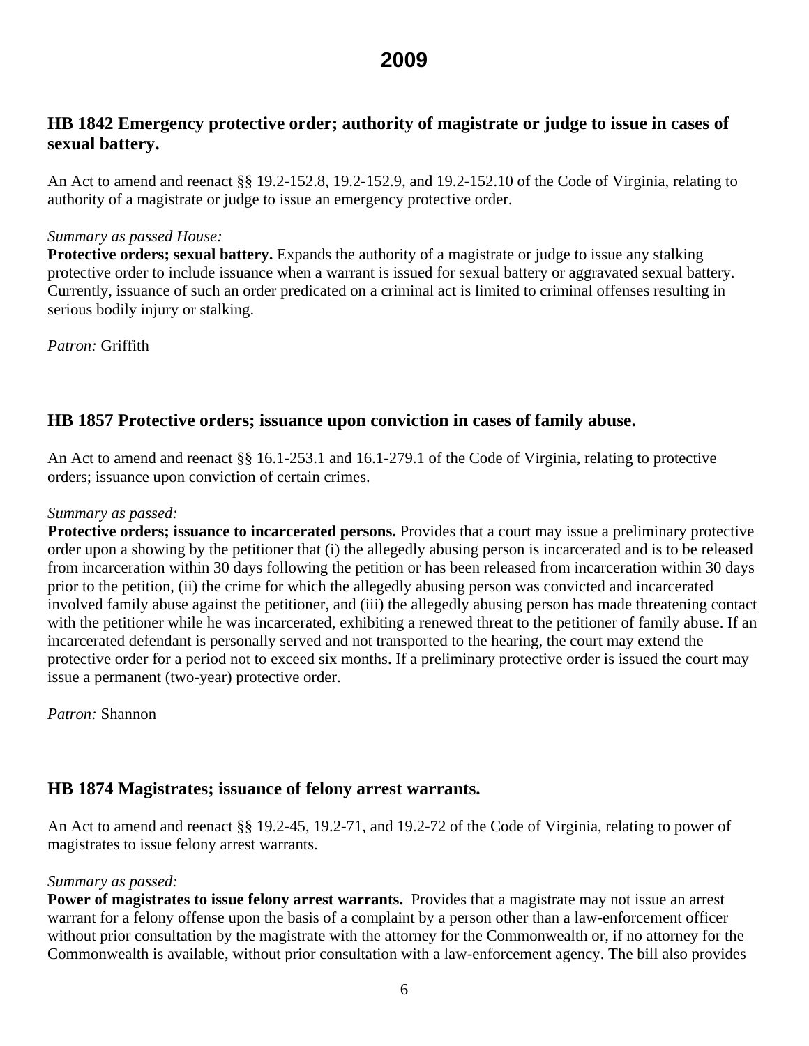# 2009

## HB 1842 Emergency protective order; authority of magistrate or judge to issue in cases of sexual battery.

An Act to amend and reenact §§ 19.2-152.8, 19.2-152.9, and 19.2-152.10 of the Code of Virginia, relating to authority of a magistrate or judge to issue an emergency protective order.

*Summary as passed House:*
**Protective orders; sexual battery.** Expands the authority of a magistrate or judge to issue any stalking protective order to include issuance when a warrant is issued for sexual battery or aggravated sexual battery. Currently, issuance of such an order predicated on a criminal act is limited to criminal offenses resulting in serious bodily injury or stalking.

*Patron:* Griffith

## HB 1857 Protective orders; issuance upon conviction in cases of family abuse.

An Act to amend and reenact §§ 16.1-253.1 and 16.1-279.1 of the Code of Virginia, relating to protective orders; issuance upon conviction of certain crimes.

*Summary as passed:*
**Protective orders; issuance to incarcerated persons.** Provides that a court may issue a preliminary protective order upon a showing by the petitioner that (i) the allegedly abusing person is incarcerated and is to be released from incarceration within 30 days following the petition or has been released from incarceration within 30 days prior to the petition, (ii) the crime for which the allegedly abusing person was convicted and incarcerated involved family abuse against the petitioner, and (iii) the allegedly abusing person has made threatening contact with the petitioner while he was incarcerated, exhibiting a renewed threat to the petitioner of family abuse. If an incarcerated defendant is personally served and not transported to the hearing, the court may extend the protective order for a period not to exceed six months. If a preliminary protective order is issued the court may issue a permanent (two-year) protective order.

*Patron:* Shannon

## HB 1874 Magistrates; issuance of felony arrest warrants.

An Act to amend and reenact §§ 19.2-45, 19.2-71, and 19.2-72 of the Code of Virginia, relating to power of magistrates to issue felony arrest warrants.

*Summary as passed:*
**Power of magistrates to issue felony arrest warrants.** Provides that a magistrate may not issue an arrest warrant for a felony offense upon the basis of a complaint by a person other than a law-enforcement officer without prior consultation by the magistrate with the attorney for the Commonwealth or, if no attorney for the Commonwealth is available, without prior consultation with a law-enforcement agency. The bill also provides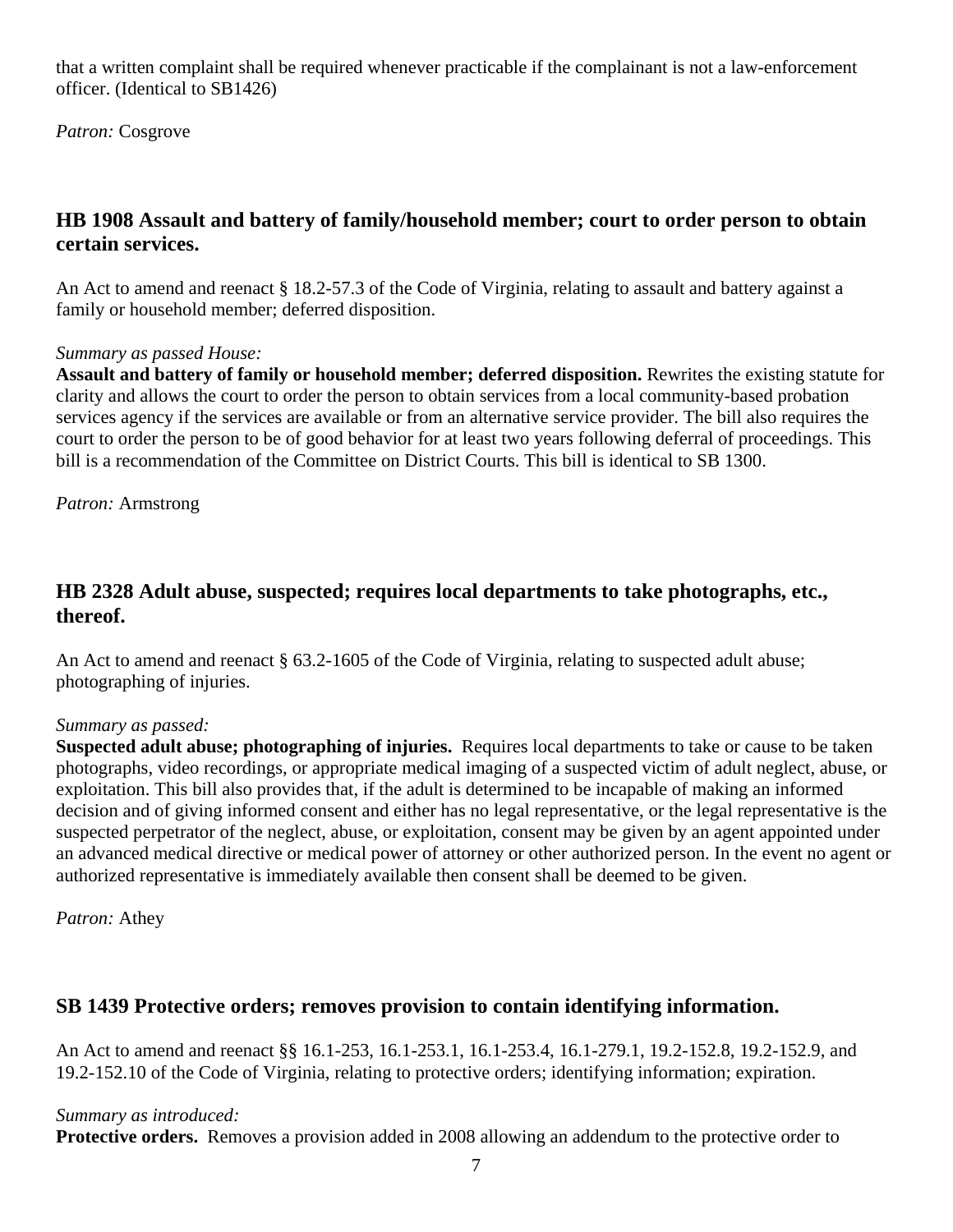that a written complaint shall be required whenever practicable if the complainant is not a law-enforcement officer. (Identical to SB1426)

*Patron:* Cosgrove

### HB 1908 Assault and battery of family/household member; court to order person to obtain certain services.

An Act to amend and reenact § 18.2-57.3 of the Code of Virginia, relating to assault and battery against a family or household member; deferred disposition.

*Summary as passed House:*
**Assault and battery of family or household member; deferred disposition.** Rewrites the existing statute for clarity and allows the court to order the person to obtain services from a local community-based probation services agency if the services are available or from an alternative service provider. The bill also requires the court to order the person to be of good behavior for at least two years following deferral of proceedings. This bill is a recommendation of the Committee on District Courts. This bill is identical to SB 1300.

*Patron:* Armstrong

### HB 2328 Adult abuse, suspected; requires local departments to take photographs, etc., thereof.

An Act to amend and reenact § 63.2-1605 of the Code of Virginia, relating to suspected adult abuse; photographing of injuries.

*Summary as passed:*
**Suspected adult abuse; photographing of injuries.** Requires local departments to take or cause to be taken photographs, video recordings, or appropriate medical imaging of a suspected victim of adult neglect, abuse, or exploitation. This bill also provides that, if the adult is determined to be incapable of making an informed decision and of giving informed consent and either has no legal representative, or the legal representative is the suspected perpetrator of the neglect, abuse, or exploitation, consent may be given by an agent appointed under an advanced medical directive or medical power of attorney or other authorized person. In the event no agent or authorized representative is immediately available then consent shall be deemed to be given.

*Patron:* Athey

### SB 1439 Protective orders; removes provision to contain identifying information.

An Act to amend and reenact §§ 16.1-253, 16.1-253.1, 16.1-253.4, 16.1-279.1, 19.2-152.8, 19.2-152.9, and 19.2-152.10 of the Code of Virginia, relating to protective orders; identifying information; expiration.

*Summary as introduced:*
**Protective orders.** Removes a provision added in 2008 allowing an addendum to the protective order to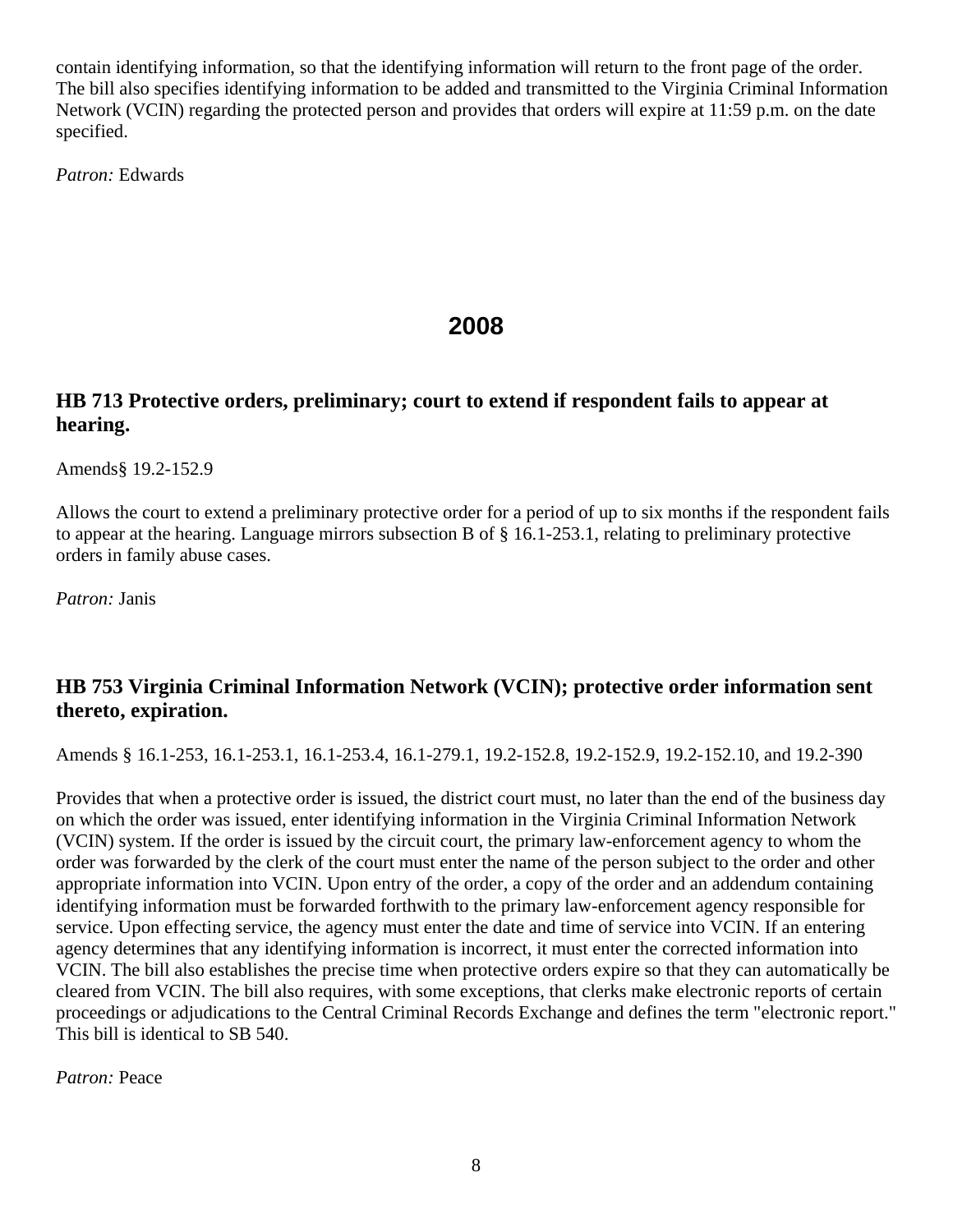contain identifying information, so that the identifying information will return to the front page of the order. The bill also specifies identifying information to be added and transmitted to the Virginia Criminal Information Network (VCIN) regarding the protected person and provides that orders will expire at 11:59 p.m. on the date specified.

*Patron:* Edwards

## 2008

### HB 713 Protective orders, preliminary; court to extend if respondent fails to appear at hearing.

Amends§ 19.2-152.9

Allows the court to extend a preliminary protective order for a period of up to six months if the respondent fails to appear at the hearing. Language mirrors subsection B of § 16.1-253.1, relating to preliminary protective orders in family abuse cases.

*Patron:* Janis

### HB 753 Virginia Criminal Information Network (VCIN); protective order information sent thereto, expiration.

Amends § 16.1-253, 16.1-253.1, 16.1-253.4, 16.1-279.1, 19.2-152.8, 19.2-152.9, 19.2-152.10, and 19.2-390

Provides that when a protective order is issued, the district court must, no later than the end of the business day on which the order was issued, enter identifying information in the Virginia Criminal Information Network (VCIN) system. If the order is issued by the circuit court, the primary law-enforcement agency to whom the order was forwarded by the clerk of the court must enter the name of the person subject to the order and other appropriate information into VCIN. Upon entry of the order, a copy of the order and an addendum containing identifying information must be forwarded forthwith to the primary law-enforcement agency responsible for service. Upon effecting service, the agency must enter the date and time of service into VCIN. If an entering agency determines that any identifying information is incorrect, it must enter the corrected information into VCIN. The bill also establishes the precise time when protective orders expire so that they can automatically be cleared from VCIN. The bill also requires, with some exceptions, that clerks make electronic reports of certain proceedings or adjudications to the Central Criminal Records Exchange and defines the term "electronic report." This bill is identical to SB 540.

*Patron:* Peace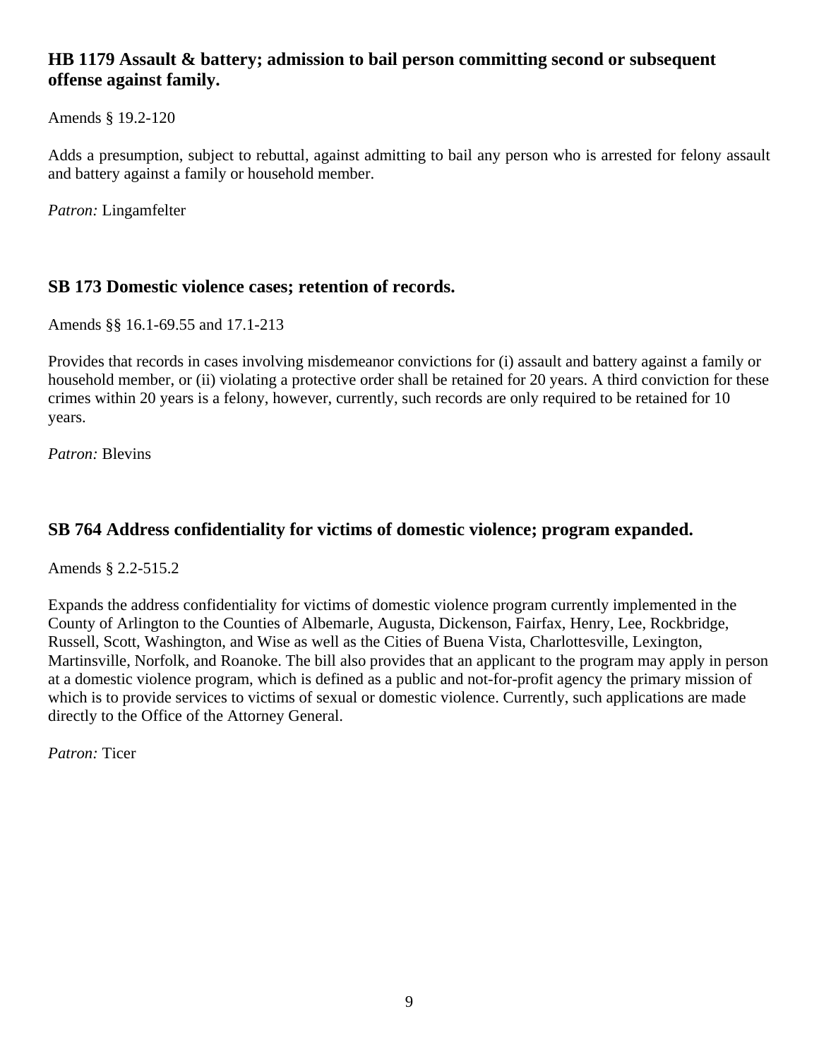### HB 1179 Assault & battery; admission to bail person committing second or subsequent offense against family.

Amends § 19.2-120

Adds a presumption, subject to rebuttal, against admitting to bail any person who is arrested for felony assault and battery against a family or household member.

*Patron:* Lingamfelter

### SB 173 Domestic violence cases; retention of records.

Amends §§ 16.1-69.55 and 17.1-213

Provides that records in cases involving misdemeanor convictions for (i) assault and battery against a family or household member, or (ii) violating a protective order shall be retained for 20 years. A third conviction for these crimes within 20 years is a felony, however, currently, such records are only required to be retained for 10 years.

*Patron:* Blevins

### SB 764 Address confidentiality for victims of domestic violence; program expanded.

Amends § 2.2-515.2

Expands the address confidentiality for victims of domestic violence program currently implemented in the County of Arlington to the Counties of Albemarle, Augusta, Dickenson, Fairfax, Henry, Lee, Rockbridge, Russell, Scott, Washington, and Wise as well as the Cities of Buena Vista, Charlottesville, Lexington, Martinsville, Norfolk, and Roanoke. The bill also provides that an applicant to the program may apply in person at a domestic violence program, which is defined as a public and not-for-profit agency the primary mission of which is to provide services to victims of sexual or domestic violence. Currently, such applications are made directly to the Office of the Attorney General.

*Patron:* Ticer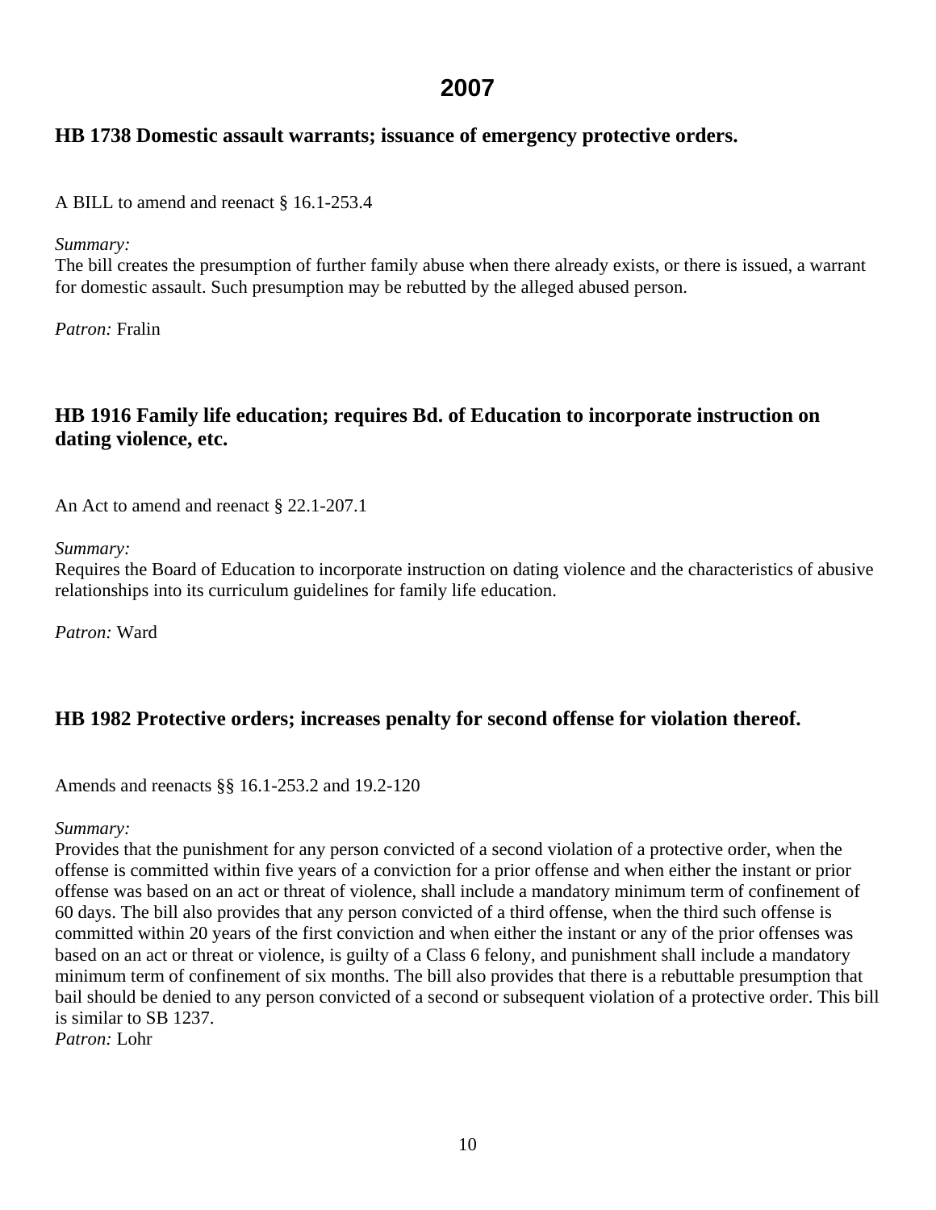# 2007

### HB 1738 Domestic assault warrants; issuance of emergency protective orders.

A BILL to amend and reenact § 16.1-253.4

*Summary:*
The bill creates the presumption of further family abuse when there already exists, or there is issued, a warrant for domestic assault. Such presumption may be rebutted by the alleged abused person.

*Patron:* Fralin

### HB 1916 Family life education; requires Bd. of Education to incorporate instruction on dating violence, etc.

An Act to amend and reenact § 22.1-207.1

*Summary:*
Requires the Board of Education to incorporate instruction on dating violence and the characteristics of abusive relationships into its curriculum guidelines for family life education.

*Patron:* Ward

### HB 1982 Protective orders; increases penalty for second offense for violation thereof.

Amends and reenacts §§ 16.1-253.2 and 19.2-120

*Summary:*
Provides that the punishment for any person convicted of a second violation of a protective order, when the offense is committed within five years of a conviction for a prior offense and when either the instant or prior offense was based on an act or threat of violence, shall include a mandatory minimum term of confinement of 60 days. The bill also provides that any person convicted of a third offense, when the third such offense is committed within 20 years of the first conviction and when either the instant or any of the prior offenses was based on an act or threat or violence, is guilty of a Class 6 felony, and punishment shall include a mandatory minimum term of confinement of six months. The bill also provides that there is a rebuttable presumption that bail should be denied to any person convicted of a second or subsequent violation of a protective order. This bill is similar to SB 1237.
*Patron:* Lohr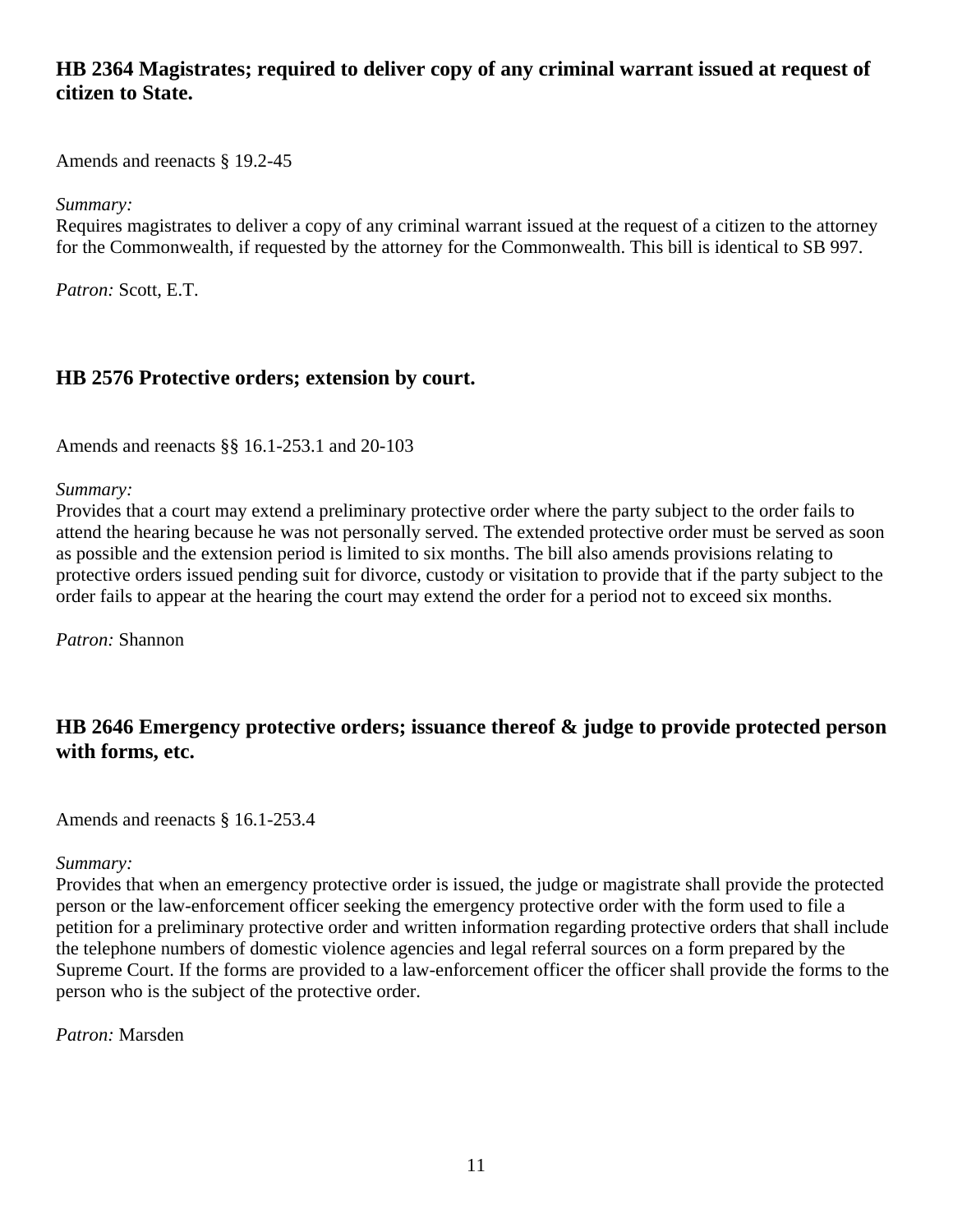### HB 2364 Magistrates; required to deliver copy of any criminal warrant issued at request of citizen to State.

Amends and reenacts § 19.2-45

*Summary:*
Requires magistrates to deliver a copy of any criminal warrant issued at the request of a citizen to the attorney for the Commonwealth, if requested by the attorney for the Commonwealth. This bill is identical to SB 997.

*Patron:* Scott, E.T.

### HB 2576 Protective orders; extension by court.

Amends and reenacts §§ 16.1-253.1 and 20-103

*Summary:*
Provides that a court may extend a preliminary protective order where the party subject to the order fails to attend the hearing because he was not personally served. The extended protective order must be served as soon as possible and the extension period is limited to six months. The bill also amends provisions relating to protective orders issued pending suit for divorce, custody or visitation to provide that if the party subject to the order fails to appear at the hearing the court may extend the order for a period not to exceed six months.

*Patron:* Shannon

### HB 2646 Emergency protective orders; issuance thereof & judge to provide protected person with forms, etc.

Amends and reenacts § 16.1-253.4

*Summary:*
Provides that when an emergency protective order is issued, the judge or magistrate shall provide the protected person or the law-enforcement officer seeking the emergency protective order with the form used to file a petition for a preliminary protective order and written information regarding protective orders that shall include the telephone numbers of domestic violence agencies and legal referral sources on a form prepared by the Supreme Court. If the forms are provided to a law-enforcement officer the officer shall provide the forms to the person who is the subject of the protective order.

*Patron:* Marsden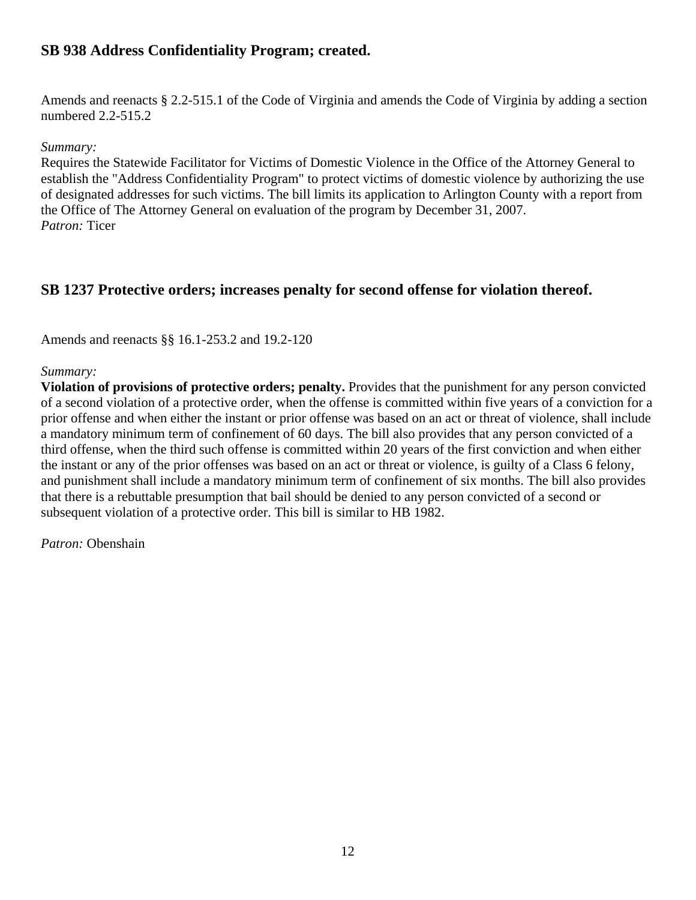## SB 938 Address Confidentiality Program; created.

Amends and reenacts § 2.2-515.1 of the Code of Virginia and amends the Code of Virginia by adding a section numbered 2.2-515.2

*Summary:*
Requires the Statewide Facilitator for Victims of Domestic Violence in the Office of the Attorney General to establish the "Address Confidentiality Program" to protect victims of domestic violence by authorizing the use of designated addresses for such victims. The bill limits its application to Arlington County with a report from the Office of The Attorney General on evaluation of the program by December 31, 2007.
*Patron:* Ticer

## SB 1237 Protective orders; increases penalty for second offense for violation thereof.

Amends and reenacts §§ 16.1-253.2 and 19.2-120

*Summary:*
**Violation of provisions of protective orders; penalty.** Provides that the punishment for any person convicted of a second violation of a protective order, when the offense is committed within five years of a conviction for a prior offense and when either the instant or prior offense was based on an act or threat of violence, shall include a mandatory minimum term of confinement of 60 days. The bill also provides that any person convicted of a third offense, when the third such offense is committed within 20 years of the first conviction and when either the instant or any of the prior offenses was based on an act or threat or violence, is guilty of a Class 6 felony, and punishment shall include a mandatory minimum term of confinement of six months. The bill also provides that there is a rebuttable presumption that bail should be denied to any person convicted of a second or subsequent violation of a protective order. This bill is similar to HB 1982.

*Patron:* Obenshain